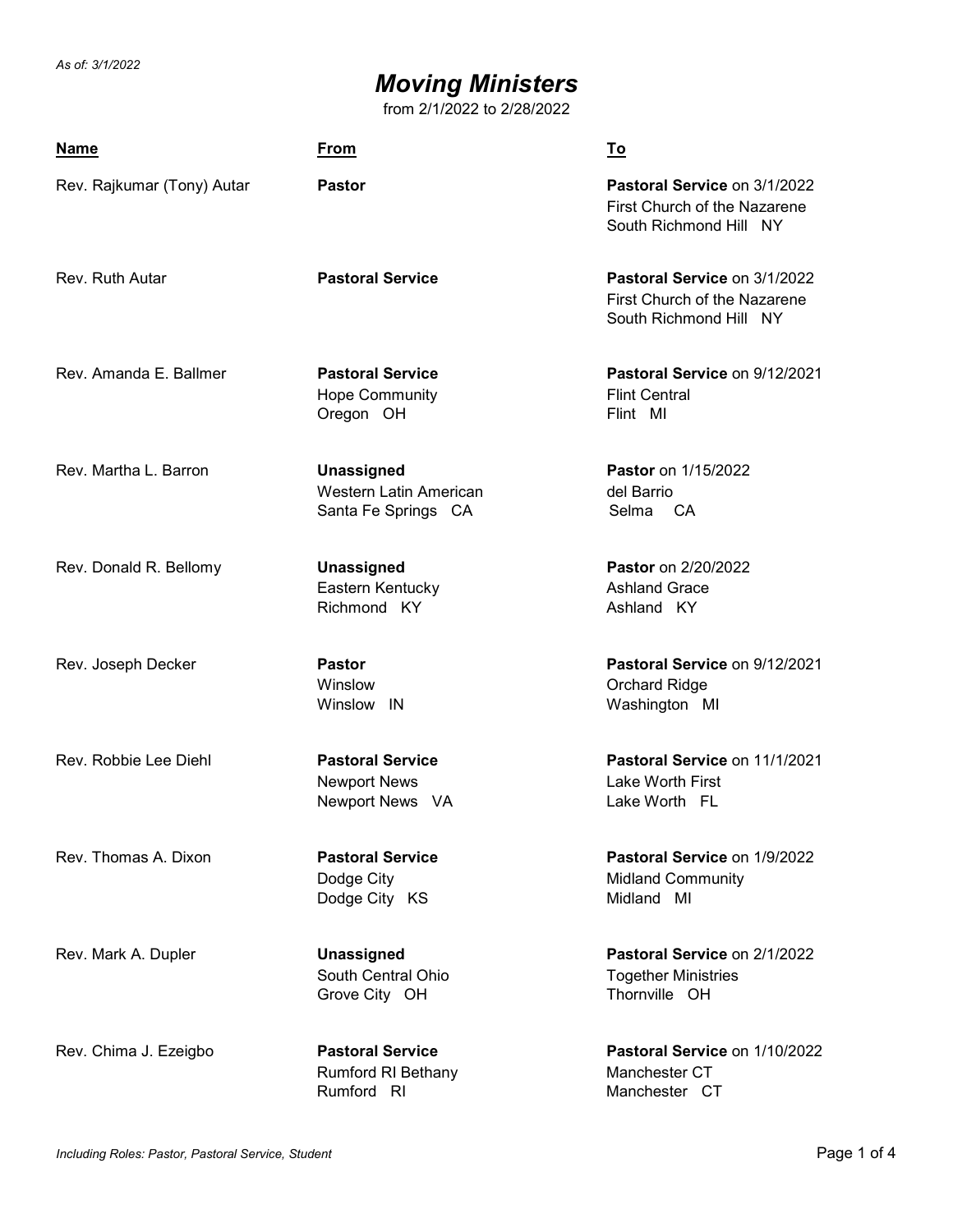*As of: 3/1/2022*

# *Moving Ministers*

from 2/1/2022 to 2/28/2022

| Name | From | To |
|---|---|---|
| Rev. Rajkumar (Tony) Autar | **Pastor** | **Pastoral Service** on 3/1/2022<br>First Church of the Nazarene<br>South Richmond Hill NY |
| Rev. Ruth Autar | **Pastoral Service** | **Pastoral Service** on 3/1/2022<br>First Church of the Nazarene<br>South Richmond Hill NY |
| Rev. Amanda E. Ballmer | **Pastoral Service**<br>Hope Community<br>Oregon OH | **Pastoral Service** on 9/12/2021<br>Flint Central<br>Flint MI |
| Rev. Martha L. Barron | **Unassigned**<br>Western Latin American<br>Santa Fe Springs CA | **Pastor** on 1/15/2022<br>del Barrio<br>Selma CA |
| Rev. Donald R. Bellomy | **Unassigned**<br>Eastern Kentucky<br>Richmond KY | **Pastor** on 2/20/2022<br>Ashland Grace<br>Ashland KY |
| Rev. Joseph Decker | **Pastor**<br>Winslow<br>Winslow IN | **Pastoral Service** on 9/12/2021<br>Orchard Ridge<br>Washington MI |
| Rev. Robbie Lee Diehl | **Pastoral Service**<br>Newport News<br>Newport News VA | **Pastoral Service** on 11/1/2021<br>Lake Worth First<br>Lake Worth FL |
| Rev. Thomas A. Dixon | **Pastoral Service**<br>Dodge City<br>Dodge City KS | **Pastoral Service** on 1/9/2022<br>Midland Community<br>Midland MI |
| Rev. Mark A. Dupler | **Unassigned**<br>South Central Ohio<br>Grove City OH | **Pastoral Service** on 2/1/2022<br>Together Ministries<br>Thornville OH |
| Rev. Chima J. Ezeigbo | **Pastoral Service**<br>Rumford RI Bethany<br>Rumford RI | **Pastoral Service** on 1/10/2022<br>Manchester CT<br>Manchester CT |

*Including Roles: Pastor, Pastoral Service, Student*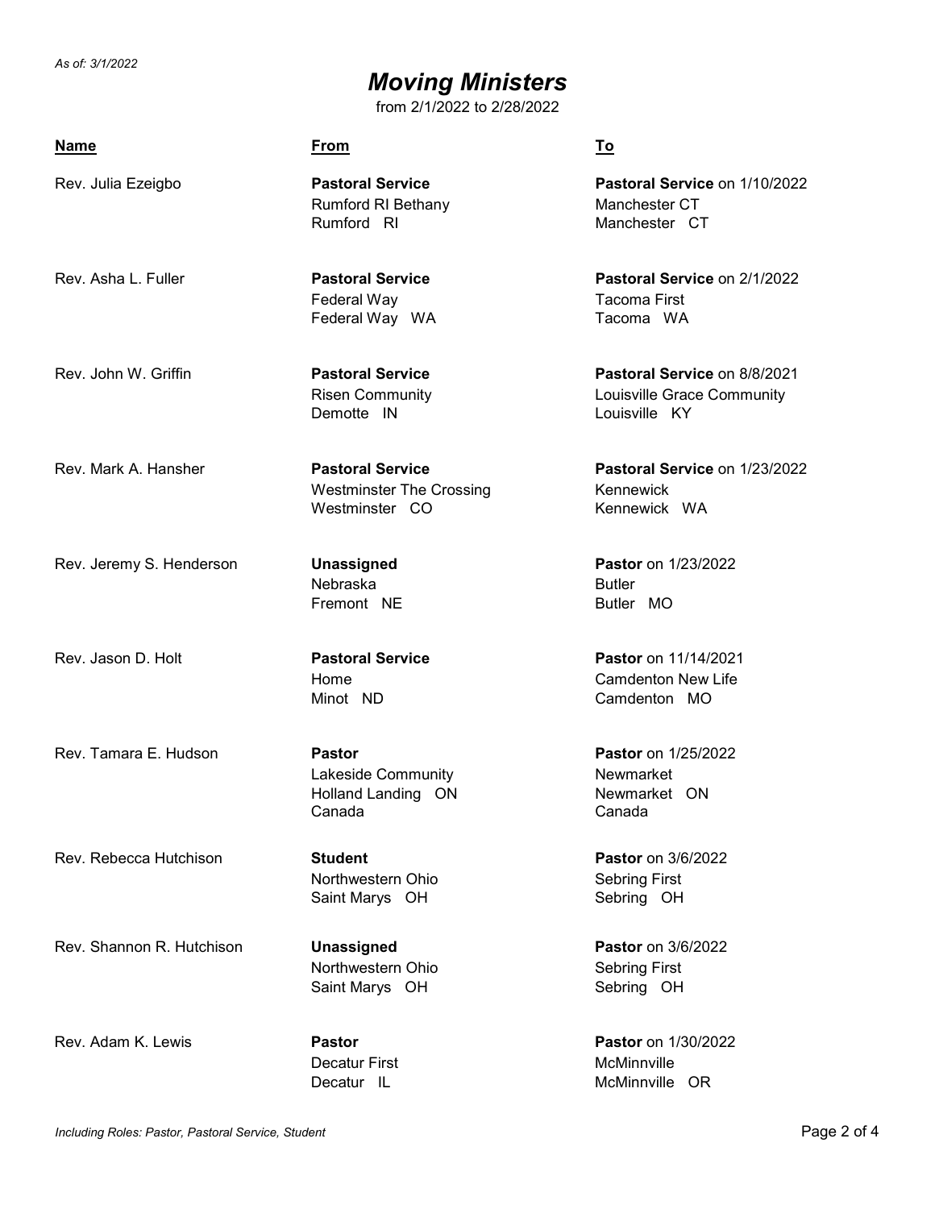*As of: 3/1/2022*

# *Moving Ministers*

from 2/1/2022 to 2/28/2022

| Name | From | To |
|---|---|---|
| Rev. Julia Ezeigbo | **Pastoral Service**<br>Rumford RI Bethany<br>Rumford RI | **Pastoral Service** on 1/10/2022<br>Manchester CT<br>Manchester CT |
| Rev. Asha L. Fuller | **Pastoral Service**<br>Federal Way<br>Federal Way WA | **Pastoral Service** on 2/1/2022<br>Tacoma First<br>Tacoma WA |
| Rev. John W. Griffin | **Pastoral Service**<br>Risen Community<br>Demotte IN | **Pastoral Service** on 8/8/2021<br>Louisville Grace Community<br>Louisville KY |
| Rev. Mark A. Hansher | **Pastoral Service**<br>Westminster The Crossing<br>Westminster CO | **Pastoral Service** on 1/23/2022<br>Kennewick<br>Kennewick WA |
| Rev. Jeremy S. Henderson | **Unassigned**<br>Nebraska<br>Fremont NE | **Pastor** on 1/23/2022<br>Butler<br>Butler MO |
| Rev. Jason D. Holt | **Pastoral Service**<br>Home<br>Minot ND | **Pastor** on 11/14/2021<br>Camdenton New Life<br>Camdenton MO |
| Rev. Tamara E. Hudson | **Pastor**<br>Lakeside Community<br>Holland Landing ON<br>Canada | **Pastor** on 1/25/2022<br>Newmarket<br>Newmarket ON<br>Canada |
| Rev. Rebecca Hutchison | **Student**<br>Northwestern Ohio<br>Saint Marys OH | **Pastor** on 3/6/2022<br>Sebring First<br>Sebring OH |
| Rev. Shannon R. Hutchison | **Unassigned**<br>Northwestern Ohio<br>Saint Marys OH | **Pastor** on 3/6/2022<br>Sebring First<br>Sebring OH |
| Rev. Adam K. Lewis | **Pastor**<br>Decatur First<br>Decatur IL | **Pastor** on 1/30/2022<br>McMinnville<br>McMinnville OR |

*Including Roles: Pastor, Pastoral Service, Student*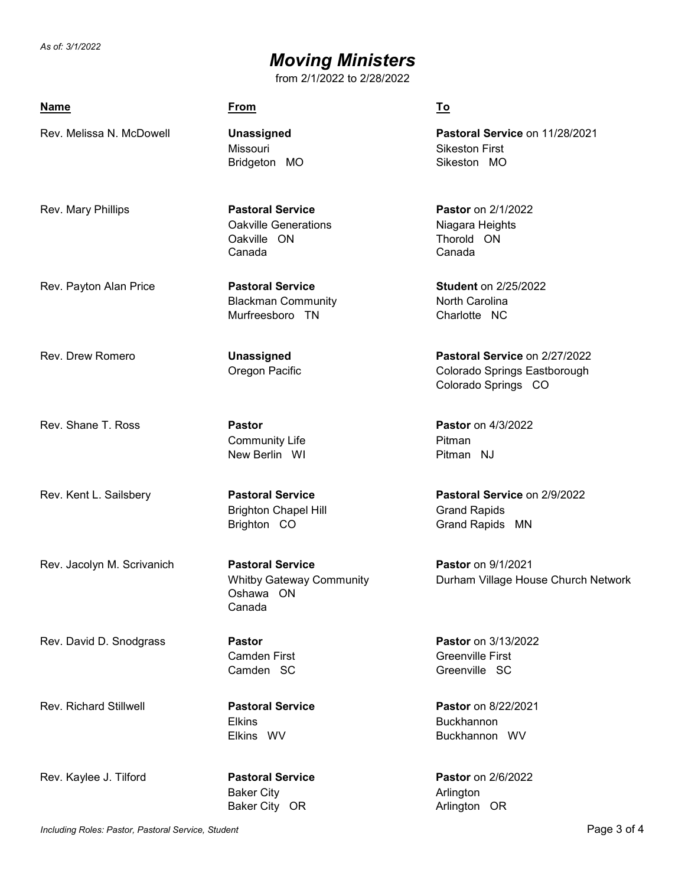*As of: 3/1/2022*

# *Moving Ministers*

from 2/1/2022 to 2/28/2022

| Name | From | To |
|---|---|---|
| Rev. Melissa N. McDowell | **Unassigned**<br>Missouri<br>Bridgeton MO | **Pastoral Service** on 11/28/2021<br>Sikeston First<br>Sikeston MO |
| Rev. Mary Phillips | **Pastoral Service**<br>Oakville Generations<br>Oakville ON<br>Canada | **Pastor** on 2/1/2022<br>Niagara Heights<br>Thorold ON<br>Canada |
| Rev. Payton Alan Price | **Pastoral Service**<br>Blackman Community<br>Murfreesboro TN | **Student** on 2/25/2022<br>North Carolina<br>Charlotte NC |
| Rev. Drew Romero | **Unassigned**<br>Oregon Pacific | **Pastoral Service** on 2/27/2022<br>Colorado Springs Eastborough<br>Colorado Springs CO |
| Rev. Shane T. Ross | **Pastor**<br>Community Life<br>New Berlin WI | **Pastor** on 4/3/2022<br>Pitman<br>Pitman NJ |
| Rev. Kent L. Sailsbery | **Pastoral Service**<br>Brighton Chapel Hill<br>Brighton CO | **Pastoral Service** on 2/9/2022<br>Grand Rapids<br>Grand Rapids MN |
| Rev. Jacolyn M. Scrivanich | **Pastoral Service**<br>Whitby Gateway Community<br>Oshawa ON<br>Canada | **Pastor** on 9/1/2021<br>Durham Village House Church Network |
| Rev. David D. Snodgrass | **Pastor**<br>Camden First<br>Camden SC | **Pastor** on 3/13/2022<br>Greenville First<br>Greenville SC |
| Rev. Richard Stillwell | **Pastoral Service**<br>Elkins<br>Elkins WV | **Pastor** on 8/22/2021<br>Buckhannon<br>Buckhannon WV |
| Rev. Kaylee J. Tilford | **Pastoral Service**<br>Baker City<br>Baker City OR | **Pastor** on 2/6/2022<br>Arlington<br>Arlington OR |

*Including Roles: Pastor, Pastoral Service, Student*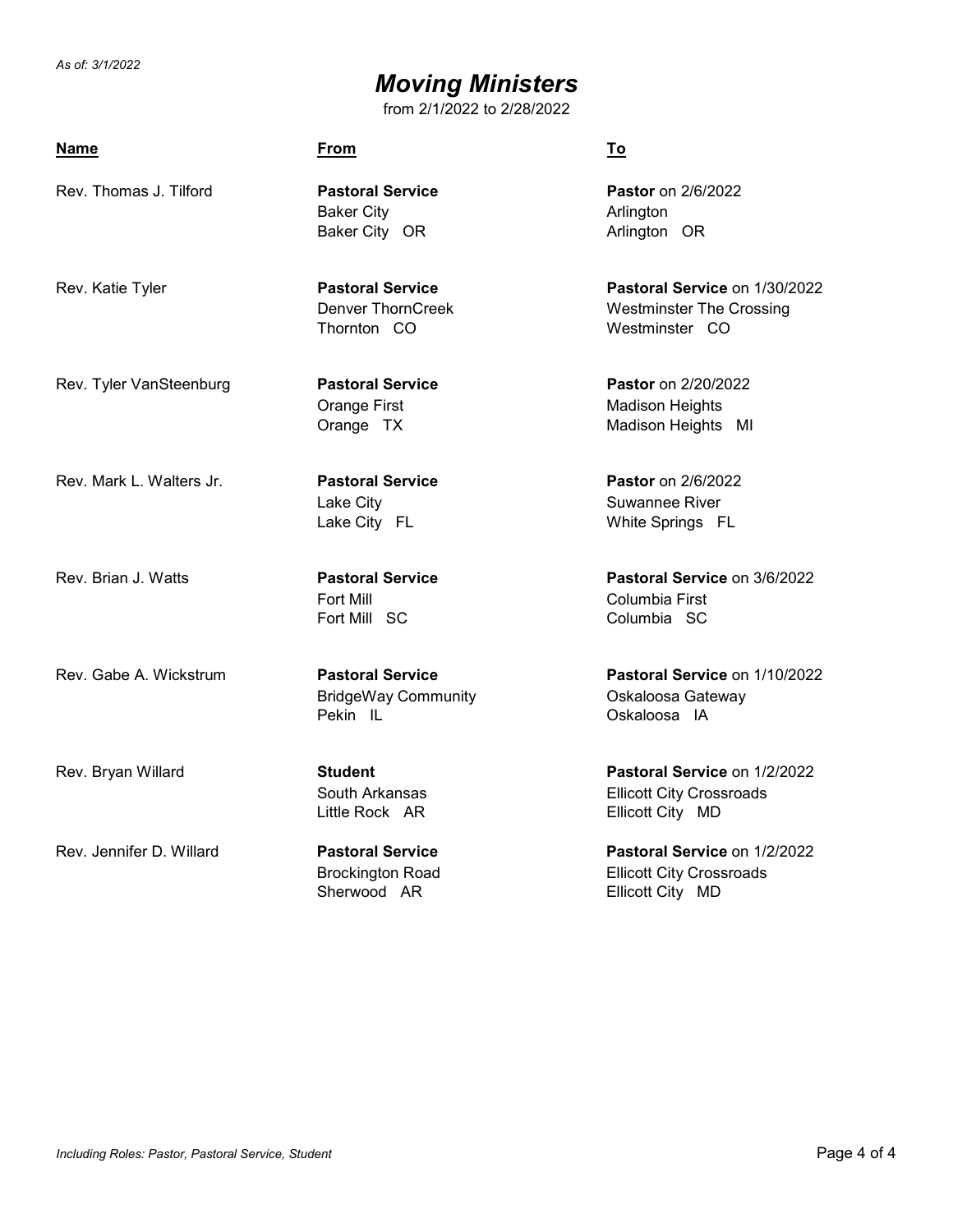*As of: 3/1/2022*

# *Moving Ministers*

from 2/1/2022 to 2/28/2022

| **Name** | **From** | **To** |
|---|---|---|
| Rev. Thomas J. Tilford | **Pastoral Service**<br>Baker City<br>Baker City OR | **Pastor** on 2/6/2022<br>Arlington<br>Arlington OR |
| Rev. Katie Tyler | **Pastoral Service**<br>Denver ThornCreek<br>Thornton CO | **Pastoral Service** on 1/30/2022<br>Westminster The Crossing<br>Westminster CO |
| Rev. Tyler VanSteenburg | **Pastoral Service**<br>Orange First<br>Orange TX | **Pastor** on 2/20/2022<br>Madison Heights<br>Madison Heights MI |
| Rev. Mark L. Walters Jr. | **Pastoral Service**<br>Lake City<br>Lake City FL | **Pastor** on 2/6/2022<br>Suwannee River<br>White Springs FL |
| Rev. Brian J. Watts | **Pastoral Service**<br>Fort Mill<br>Fort Mill SC | **Pastoral Service** on 3/6/2022<br>Columbia First<br>Columbia SC |
| Rev. Gabe A. Wickstrum | **Pastoral Service**<br>BridgeWay Community<br>Pekin IL | **Pastoral Service** on 1/10/2022<br>Oskaloosa Gateway<br>Oskaloosa IA |
| Rev. Bryan Willard | **Student**<br>South Arkansas<br>Little Rock AR | **Pastoral Service** on 1/2/2022<br>Ellicott City Crossroads<br>Ellicott City MD |
| Rev. Jennifer D. Willard | **Pastoral Service**<br>Brockington Road<br>Sherwood AR | **Pastoral Service** on 1/2/2022<br>Ellicott City Crossroads<br>Ellicott City MD |

*Including Roles: Pastor, Pastoral Service, Student*